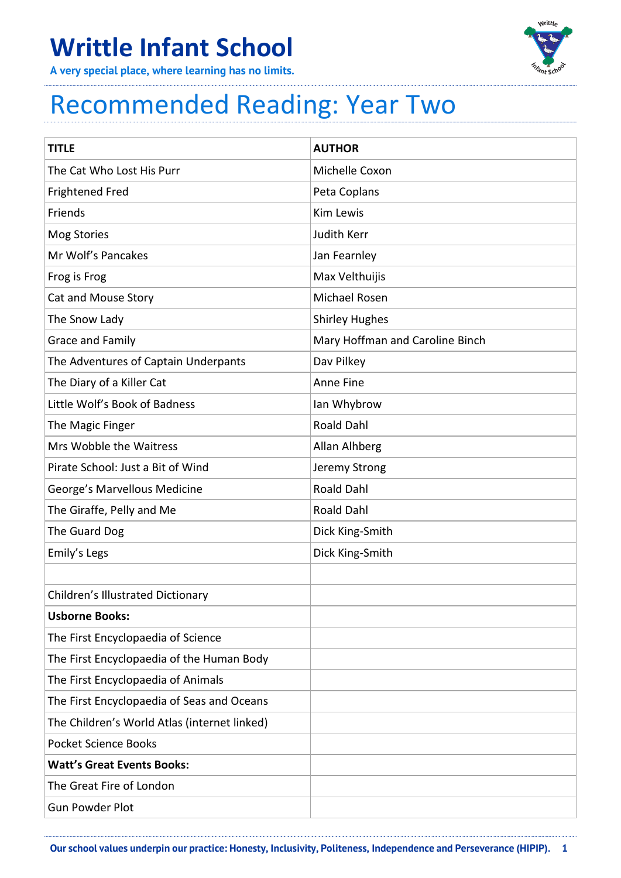# Writtle Infant School

**A very special place, where learning has no limits.**

## Recommended Reading: Year Two

| TITLE | AUTHOR |
|---|---|
| The Cat Who Lost His Purr | Michelle Coxon |
| Frightened Fred | Peta Coplans |
| Friends | Kim Lewis |
| Mog Stories | Judith Kerr |
| Mr Wolf's Pancakes | Jan Fearnley |
| Frog is Frog | Max Velthuijis |
| Cat and Mouse Story | Michael Rosen |
| The Snow Lady | Shirley Hughes |
| Grace and Family | Mary Hoffman and Caroline Binch |
| The Adventures of Captain Underpants | Dav Pilkey |
| The Diary of a Killer Cat | Anne Fine |
| Little Wolf's Book of Badness | Ian Whybrow |
| The Magic Finger | Roald Dahl |
| Mrs Wobble the Waitress | Allan Alhberg |
| Pirate School: Just a Bit of Wind | Jeremy Strong |
| George's Marvellous Medicine | Roald Dahl |
| The Giraffe, Pelly and Me | Roald Dahl |
| The Guard Dog | Dick King-Smith |
| Emily's Legs | Dick King-Smith |
| | |
| Children's Illustrated Dictionary | |
| **Usborne Books:** | |
| The First Encyclopaedia of Science | |
| The First Encyclopaedia of the Human Body | |
| The First Encyclopaedia of Animals | |
| The First Encyclopaedia of Seas and Oceans | |
| The Children's World Atlas (internet linked) | |
| Pocket Science Books | |
| **Watt's Great Events Books:** | |
| The Great Fire of London | |
| Gun Powder Plot | |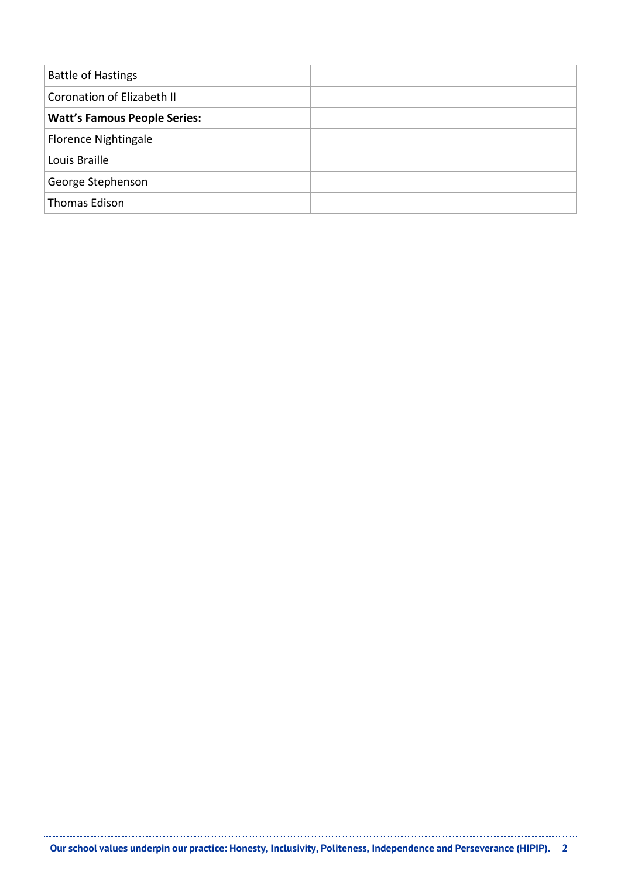| | |
|---|---|
| Battle of Hastings | |
| Coronation of Elizabeth II | |
| **Watt's Famous People Series:** | |
| Florence Nightingale | |
| Louis Braille | |
| George Stephenson | |
| Thomas Edison | |

**Our school values underpin our practice: Honesty, Inclusivity, Politeness, Independence and Perseverance (HIPIP).**